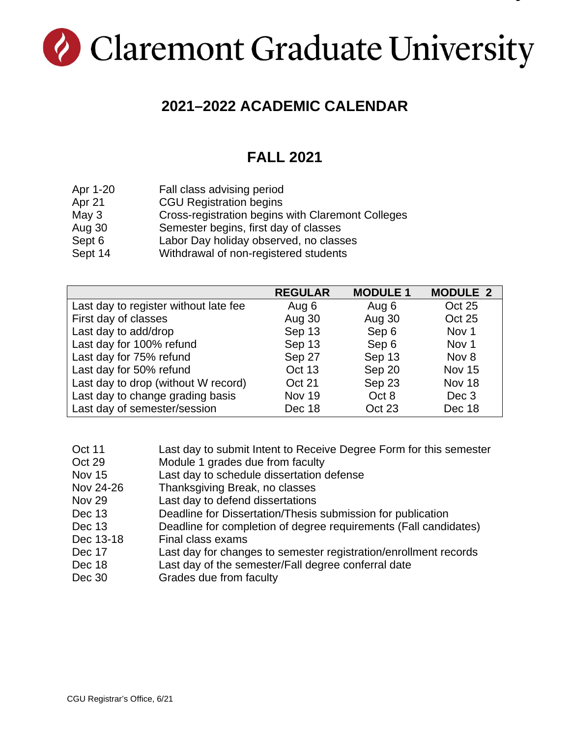# Claremont Graduate University

## 2021–2022 ACADEMIC CALENDAR

## FALL 2021

| | |
|---|---|
| Apr 1-20 | Fall class advising period |
| Apr 21 | CGU Registration begins |
| May 3 | Cross-registration begins with Claremont Colleges |
| Aug 30 | Semester begins, first day of classes |
| Sept 6 | Labor Day holiday observed, no classes |
| Sept 14 | Withdrawal of non-registered students |

| | REGULAR | MODULE 1 | MODULE 2 |
|---|---|---|---|
| Last day to register without late fee | Aug 6 | Aug 6 | Oct 25 |
| First day of classes | Aug 30 | Aug 30 | Oct 25 |
| Last day to add/drop | Sep 13 | Sep 6 | Nov 1 |
| Last day for 100% refund | Sep 13 | Sep 6 | Nov 1 |
| Last day for 75% refund | Sep 27 | Sep 13 | Nov 8 |
| Last day for 50% refund | Oct 13 | Sep 20 | Nov 15 |
| Last day to drop (without W record) | Oct 21 | Sep 23 | Nov 18 |
| Last day to change grading basis | Nov 19 | Oct 8 | Dec 3 |
| Last day of semester/session | Dec 18 | Oct 23 | Dec 18 |

| | |
|---|---|
| Oct 11 | Last day to submit Intent to Receive Degree Form for this semester |
| Oct 29 | Module 1 grades due from faculty |
| Nov 15 | Last day to schedule dissertation defense |
| Nov 24-26 | Thanksgiving Break, no classes |
| Nov 29 | Last day to defend dissertations |
| Dec 13 | Deadline for Dissertation/Thesis submission for publication |
| Dec 13 | Deadline for completion of degree requirements (Fall candidates) |
| Dec 13-18 | Final class exams |
| Dec 17 | Last day for changes to semester registration/enrollment records |
| Dec 18 | Last day of the semester/Fall degree conferral date |
| Dec 30 | Grades due from faculty |

CGU Registrar's Office, 6/21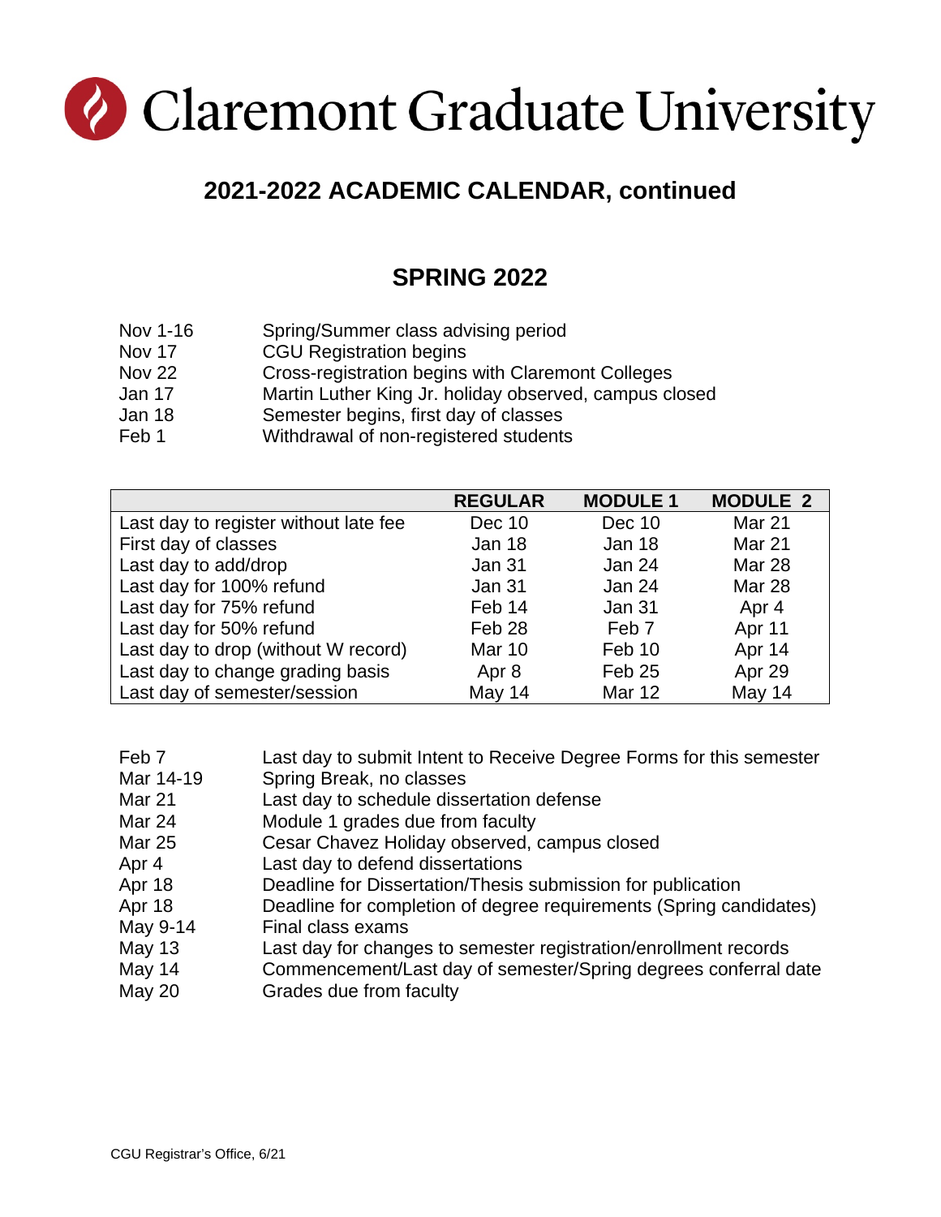# Claremont Graduate University

## 2021-2022 ACADEMIC CALENDAR, continued

## SPRING 2022

| | |
|---|---|
| Nov 1-16 | Spring/Summer class advising period |
| Nov 17 | CGU Registration begins |
| Nov 22 | Cross-registration begins with Claremont Colleges |
| Jan 17 | Martin Luther King Jr. holiday observed, campus closed |
| Jan 18 | Semester begins, first day of classes |
| Feb 1 | Withdrawal of non-registered students |

| | REGULAR | MODULE 1 | MODULE 2 |
|---|---|---|---|
| Last day to register without late fee | Dec 10 | Dec 10 | Mar 21 |
| First day of classes | Jan 18 | Jan 18 | Mar 21 |
| Last day to add/drop | Jan 31 | Jan 24 | Mar 28 |
| Last day for 100% refund | Jan 31 | Jan 24 | Mar 28 |
| Last day for 75% refund | Feb 14 | Jan 31 | Apr 4 |
| Last day for 50% refund | Feb 28 | Feb 7 | Apr 11 |
| Last day to drop (without W record) | Mar 10 | Feb 10 | Apr 14 |
| Last day to change grading basis | Apr 8 | Feb 25 | Apr 29 |
| Last day of semester/session | May 14 | Mar 12 | May 14 |

| | |
|---|---|
| Feb 7 | Last day to submit Intent to Receive Degree Forms for this semester |
| Mar 14-19 | Spring Break, no classes |
| Mar 21 | Last day to schedule dissertation defense |
| Mar 24 | Module 1 grades due from faculty |
| Mar 25 | Cesar Chavez Holiday observed, campus closed |
| Apr 4 | Last day to defend dissertations |
| Apr 18 | Deadline for Dissertation/Thesis submission for publication |
| Apr 18 | Deadline for completion of degree requirements (Spring candidates) |
| May 9-14 | Final class exams |
| May 13 | Last day for changes to semester registration/enrollment records |
| May 14 | Commencement/Last day of semester/Spring degrees conferral date |
| May 20 | Grades due from faculty |

CGU Registrar's Office, 6/21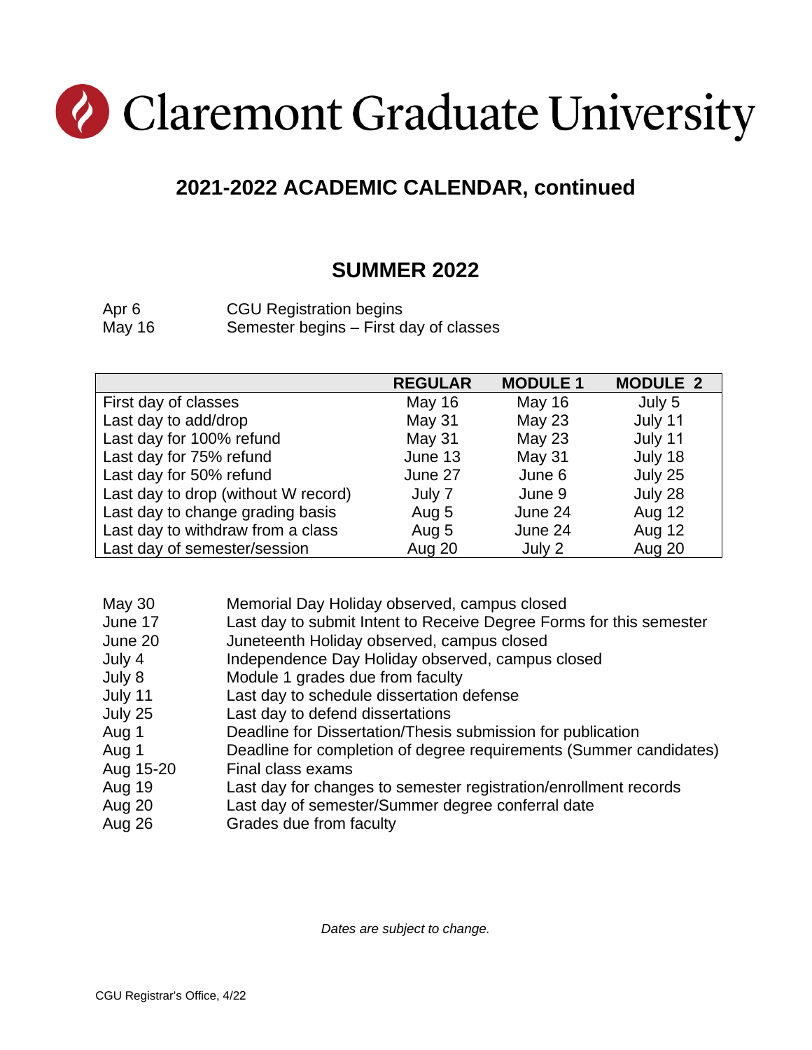# Claremont Graduate University

## 2021-2022 ACADEMIC CALENDAR, continued

## SUMMER 2022

| | |
|---|---|
| Apr 6 | CGU Registration begins |
| May 16 | Semester begins – First day of classes |

| | REGULAR | MODULE 1 | MODULE 2 |
|---|---|---|---|
| First day of classes | May 16 | May 16 | July 5 |
| Last day to add/drop | May 31 | May 23 | July 11 |
| Last day for 100% refund | May 31 | May 23 | July 11 |
| Last day for 75% refund | June 13 | May 31 | July 18 |
| Last day for 50% refund | June 27 | June 6 | July 25 |
| Last day to drop (without W record) | July 7 | June 9 | July 28 |
| Last day to change grading basis | Aug 5 | June 24 | Aug 12 |
| Last day to withdraw from a class | Aug 5 | June 24 | Aug 12 |
| Last day of semester/session | Aug 20 | July 2 | Aug 20 |

| | |
|---|---|
| May 30 | Memorial Day Holiday observed, campus closed |
| June 17 | Last day to submit Intent to Receive Degree Forms for this semester |
| June 20 | Juneteenth Holiday observed, campus closed |
| July 4 | Independence Day Holiday observed, campus closed |
| July 8 | Module 1 grades due from faculty |
| July 11 | Last day to schedule dissertation defense |
| July 25 | Last day to defend dissertations |
| Aug 1 | Deadline for Dissertation/Thesis submission for publication |
| Aug 1 | Deadline for completion of degree requirements (Summer candidates) |
| Aug 15-20 | Final class exams |
| Aug 19 | Last day for changes to semester registration/enrollment records |
| Aug 20 | Last day of semester/Summer degree conferral date |
| Aug 26 | Grades due from faculty |

*Dates are subject to change.*

CGU Registrar's Office, 4/22